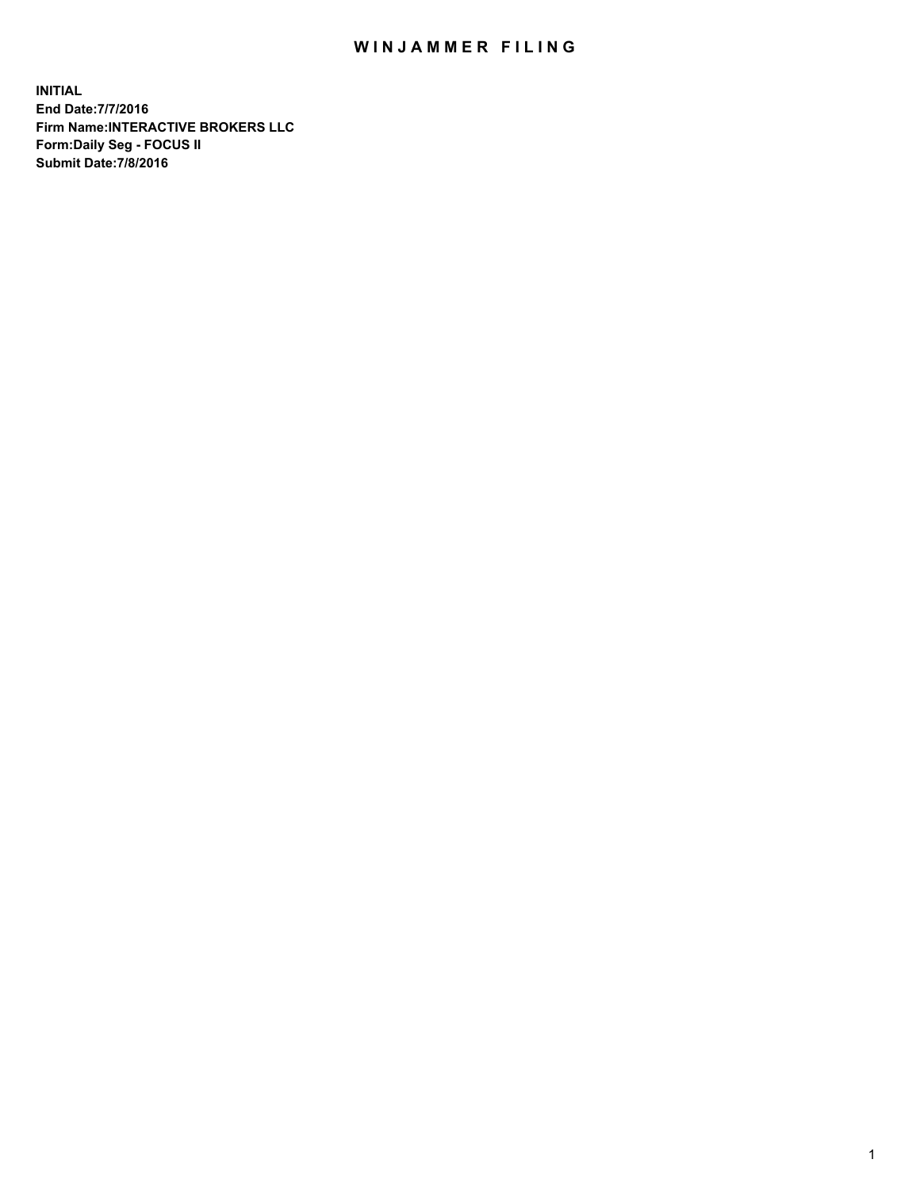# WINJAMMER FILING

**INITIAL**
**End Date:7/7/2016**
**Firm Name:INTERACTIVE BROKERS LLC**
**Form:Daily Seg - FOCUS II**
**Submit Date:7/8/2016**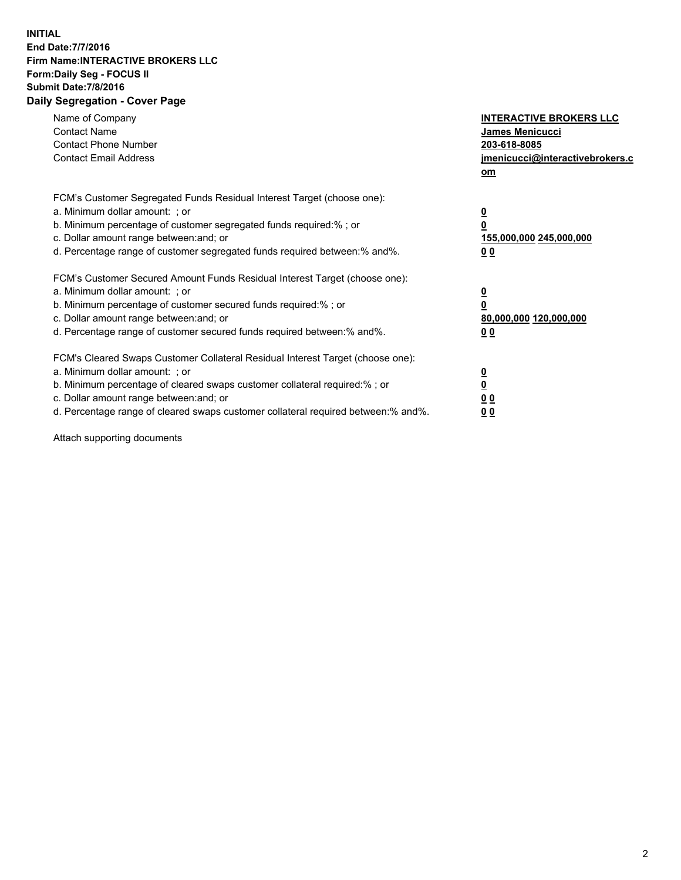**INITIAL**
**End Date:7/7/2016**
**Firm Name:INTERACTIVE BROKERS LLC**
**Form:Daily Seg - FOCUS II**
**Submit Date:7/8/2016**
**Daily Segregation - Cover Page**

| | |
|---|---|
| Name of Company | **INTERACTIVE BROKERS LLC** |
| Contact Name | **James Menicucci** |
| Contact Phone Number | **203-618-8085** |
| Contact Email Address | **jmenicucci@interactivebrokers.com** |

FCM's Customer Segregated Funds Residual Interest Target (choose one):

| | |
|---|---|
| a. Minimum dollar amount: ; or | **0** |
| b. Minimum percentage of customer segregated funds required:% ; or | **0** |
| c. Dollar amount range between:and; or | **155,000,000 245,000,000** |
| d. Percentage range of customer segregated funds required between:% and%. | **0 0** |

FCM's Customer Secured Amount Funds Residual Interest Target (choose one):

| | |
|---|---|
| a. Minimum dollar amount: ; or | **0** |
| b. Minimum percentage of customer secured funds required:% ; or | **0** |
| c. Dollar amount range between:and; or | **80,000,000 120,000,000** |
| d. Percentage range of customer secured funds required between:% and%. | **0 0** |

FCM's Cleared Swaps Customer Collateral Residual Interest Target (choose one):

| | |
|---|---|
| a. Minimum dollar amount: ; or | **0** |
| b. Minimum percentage of cleared swaps customer collateral required:% ; or | **0** |
| c. Dollar amount range between:and; or | **0 0** |
| d. Percentage range of cleared swaps customer collateral required between:% and%. | **0 0** |

Attach supporting documents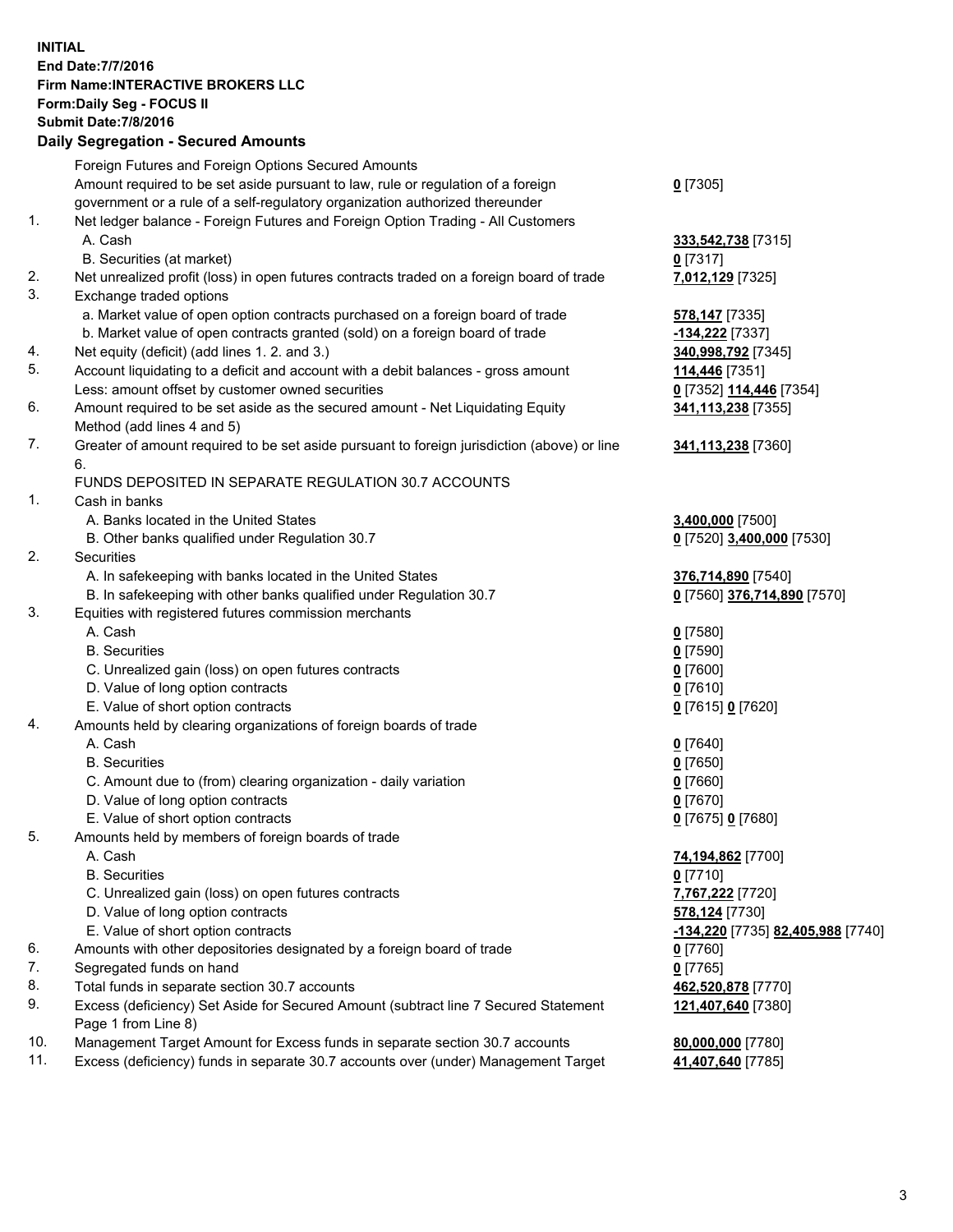**INITIAL**
**End Date:7/7/2016**
**Firm Name:INTERACTIVE BROKERS LLC**
**Form:Daily Seg - FOCUS II**
**Submit Date:7/8/2016**

## Daily Segregation - Secured Amounts

| | | |
|---|---|---|
| | Foreign Futures and Foreign Options Secured Amounts | |
| | Amount required to be set aside pursuant to law, rule or regulation of a foreign government or a rule of a self-regulatory organization authorized thereunder | **0** [7305] |
| 1. | Net ledger balance - Foreign Futures and Foreign Option Trading - All Customers | |
| | A. Cash | **333,542,738** [7315] |
| | B. Securities (at market) | **0** [7317] |
| 2. | Net unrealized profit (loss) in open futures contracts traded on a foreign board of trade | **7,012,129** [7325] |
| 3. | Exchange traded options | |
| | a. Market value of open option contracts purchased on a foreign board of trade | **578,147** [7335] |
| | b. Market value of open contracts granted (sold) on a foreign board of trade | **-134,222** [7337] |
| 4. | Net equity (deficit) (add lines 1. 2. and 3.) | **340,998,792** [7345] |
| 5. | Account liquidating to a deficit and account with a debit balances - gross amount | **114,446** [7351] |
| | Less: amount offset by customer owned securities | **0** [7352] **114,446** [7354] |
| 6. | Amount required to be set aside as the secured amount - Net Liquidating Equity Method (add lines 4 and 5) | **341,113,238** [7355] |
| 7. | Greater of amount required to be set aside pursuant to foreign jurisdiction (above) or line 6. | **341,113,238** [7360] |
| | FUNDS DEPOSITED IN SEPARATE REGULATION 30.7 ACCOUNTS | |
| 1. | Cash in banks | |
| | A. Banks located in the United States | **3,400,000** [7500] |
| | B. Other banks qualified under Regulation 30.7 | **0** [7520] **3,400,000** [7530] |
| 2. | Securities | |
| | A. In safekeeping with banks located in the United States | **376,714,890** [7540] |
| | B. In safekeeping with other banks qualified under Regulation 30.7 | **0** [7560] **376,714,890** [7570] |
| 3. | Equities with registered futures commission merchants | |
| | A. Cash | **0** [7580] |
| | B. Securities | **0** [7590] |
| | C. Unrealized gain (loss) on open futures contracts | **0** [7600] |
| | D. Value of long option contracts | **0** [7610] |
| | E. Value of short option contracts | **0** [7615] **0** [7620] |
| 4. | Amounts held by clearing organizations of foreign boards of trade | |
| | A. Cash | **0** [7640] |
| | B. Securities | **0** [7650] |
| | C. Amount due to (from) clearing organization - daily variation | **0** [7660] |
| | D. Value of long option contracts | **0** [7670] |
| | E. Value of short option contracts | **0** [7675] **0** [7680] |
| 5. | Amounts held by members of foreign boards of trade | |
| | A. Cash | **74,194,862** [7700] |
| | B. Securities | **0** [7710] |
| | C. Unrealized gain (loss) on open futures contracts | **7,767,222** [7720] |
| | D. Value of long option contracts | **578,124** [7730] |
| | E. Value of short option contracts | **-134,220** [7735] **82,405,988** [7740] |
| 6. | Amounts with other depositories designated by a foreign board of trade | **0** [7760] |
| 7. | Segregated funds on hand | **0** [7765] |
| 8. | Total funds in separate section 30.7 accounts | **462,520,878** [7770] |
| 9. | Excess (deficiency) Set Aside for Secured Amount (subtract line 7 Secured Statement Page 1 from Line 8) | **121,407,640** [7380] |
| 10. | Management Target Amount for Excess funds in separate section 30.7 accounts | **80,000,000** [7780] |
| 11. | Excess (deficiency) funds in separate 30.7 accounts over (under) Management Target | **41,407,640** [7785] |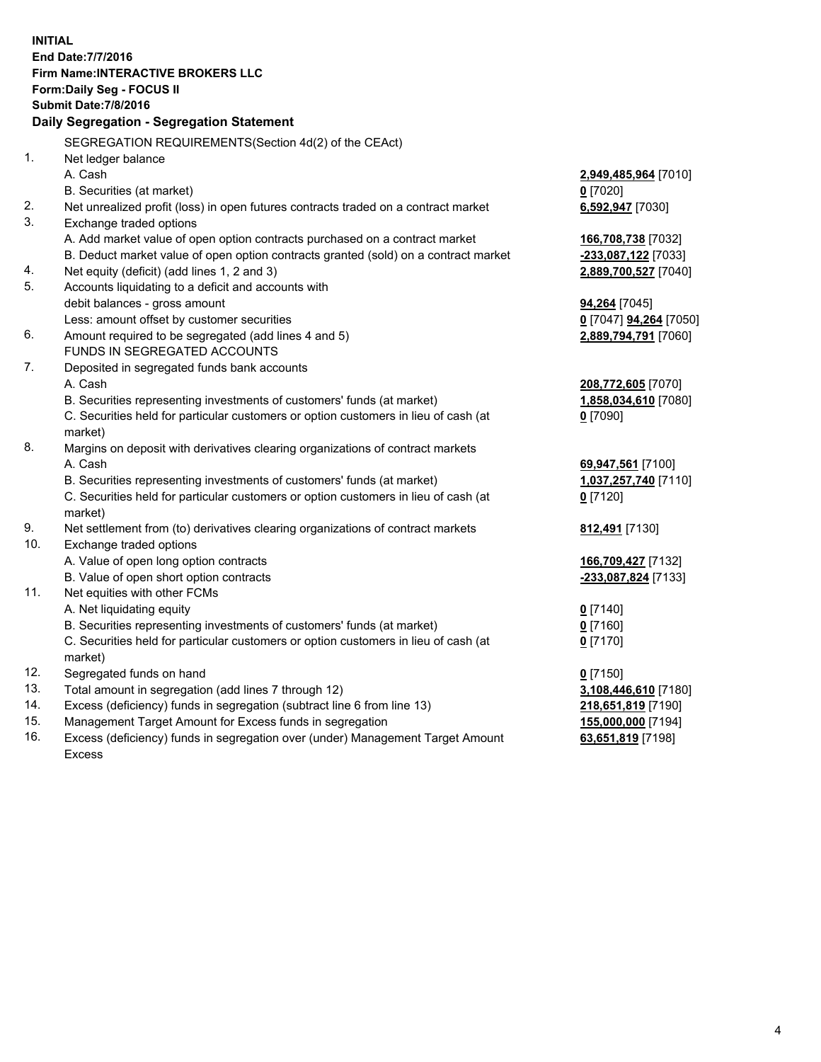**INITIAL**
**End Date:7/7/2016**
**Firm Name:INTERACTIVE BROKERS LLC**
**Form:Daily Seg - FOCUS II**
**Submit Date:7/8/2016**

## Daily Segregation - Segregation Statement

| | | |
|---|---|---|
| | SEGREGATION REQUIREMENTS(Section 4d(2) of the CEAct) | |
| 1. | Net ledger balance | |
| | A. Cash | **2,949,485,964** [7010] |
| | B. Securities (at market) | **0** [7020] |
| 2. | Net unrealized profit (loss) in open futures contracts traded on a contract market | **6,592,947** [7030] |
| 3. | Exchange traded options | |
| | A. Add market value of open option contracts purchased on a contract market | **166,708,738** [7032] |
| | B. Deduct market value of open option contracts granted (sold) on a contract market | **-233,087,122** [7033] |
| 4. | Net equity (deficit) (add lines 1, 2 and 3) | **2,889,700,527** [7040] |
| 5. | Accounts liquidating to a deficit and accounts with | |
| | debit balances - gross amount | **94,264** [7045] |
| | Less: amount offset by customer securities | **0** [7047] **94,264** [7050] |
| 6. | Amount required to be segregated (add lines 4 and 5) | **2,889,794,791** [7060] |
| | FUNDS IN SEGREGATED ACCOUNTS | |
| 7. | Deposited in segregated funds bank accounts | |
| | A. Cash | **208,772,605** [7070] |
| | B. Securities representing investments of customers' funds (at market) | **1,858,034,610** [7080] |
| | C. Securities held for particular customers or option customers in lieu of cash (at market) | **0** [7090] |
| 8. | Margins on deposit with derivatives clearing organizations of contract markets | |
| | A. Cash | **69,947,561** [7100] |
| | B. Securities representing investments of customers' funds (at market) | **1,037,257,740** [7110] |
| | C. Securities held for particular customers or option customers in lieu of cash (at market) | **0** [7120] |
| 9. | Net settlement from (to) derivatives clearing organizations of contract markets | **812,491** [7130] |
| 10. | Exchange traded options | |
| | A. Value of open long option contracts | **166,709,427** [7132] |
| | B. Value of open short option contracts | **-233,087,824** [7133] |
| 11. | Net equities with other FCMs | |
| | A. Net liquidating equity | **0** [7140] |
| | B. Securities representing investments of customers' funds (at market) | **0** [7160] |
| | C. Securities held for particular customers or option customers in lieu of cash (at market) | **0** [7170] |
| 12. | Segregated funds on hand | **0** [7150] |
| 13. | Total amount in segregation (add lines 7 through 12) | **3,108,446,610** [7180] |
| 14. | Excess (deficiency) funds in segregation (subtract line 6 from line 13) | **218,651,819** [7190] |
| 15. | Management Target Amount for Excess funds in segregation | **155,000,000** [7194] |
| 16. | Excess (deficiency) funds in segregation over (under) Management Target Amount Excess | **63,651,819** [7198] |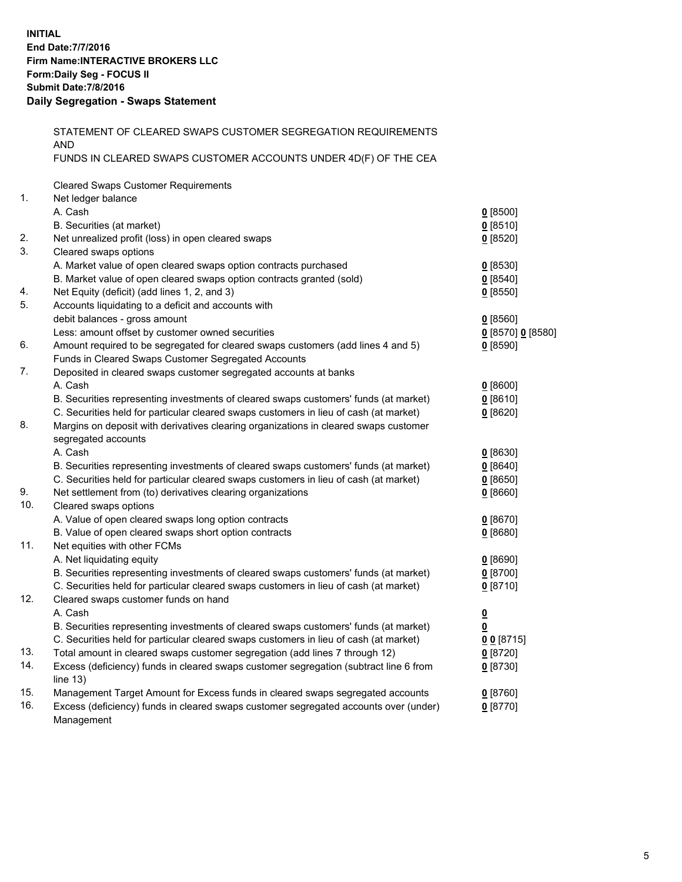**INITIAL**
**End Date:7/7/2016**
**Firm Name:INTERACTIVE BROKERS LLC**
**Form:Daily Seg - FOCUS II**
**Submit Date:7/8/2016**
**Daily Segregation - Swaps Statement**

STATEMENT OF CLEARED SWAPS CUSTOMER SEGREGATION REQUIREMENTS AND FUNDS IN CLEARED SWAPS CUSTOMER ACCOUNTS UNDER 4D(F) OF THE CEA

| | | |
|---|---|---|
| | Cleared Swaps Customer Requirements | |
| 1. | Net ledger balance | |
| | A. Cash | 0 [8500] |
| | B. Securities (at market) | 0 [8510] |
| 2. | Net unrealized profit (loss) in open cleared swaps | 0 [8520] |
| 3. | Cleared swaps options | |
| | A. Market value of open cleared swaps option contracts purchased | 0 [8530] |
| | B. Market value of open cleared swaps option contracts granted (sold) | 0 [8540] |
| 4. | Net Equity (deficit) (add lines 1, 2, and 3) | 0 [8550] |
| 5. | Accounts liquidating to a deficit and accounts with debit balances - gross amount | 0 [8560] |
| | Less: amount offset by customer owned securities | 0 [8570] 0 [8580] |
| 6. | Amount required to be segregated for cleared swaps customers (add lines 4 and 5) | 0 [8590] |
| | Funds in Cleared Swaps Customer Segregated Accounts | |
| 7. | Deposited in cleared swaps customer segregated accounts at banks | |
| | A. Cash | 0 [8600] |
| | B. Securities representing investments of cleared swaps customers' funds (at market) | 0 [8610] |
| | C. Securities held for particular cleared swaps customers in lieu of cash (at market) | 0 [8620] |
| 8. | Margins on deposit with derivatives clearing organizations in cleared swaps customer segregated accounts | |
| | A. Cash | 0 [8630] |
| | B. Securities representing investments of cleared swaps customers' funds (at market) | 0 [8640] |
| | C. Securities held for particular cleared swaps customers in lieu of cash (at market) | 0 [8650] |
| 9. | Net settlement from (to) derivatives clearing organizations | 0 [8660] |
| 10. | Cleared swaps options | |
| | A. Value of open cleared swaps long option contracts | 0 [8670] |
| | B. Value of open cleared swaps short option contracts | 0 [8680] |
| 11. | Net equities with other FCMs | |
| | A. Net liquidating equity | 0 [8690] |
| | B. Securities representing investments of cleared swaps customers' funds (at market) | 0 [8700] |
| | C. Securities held for particular cleared swaps customers in lieu of cash (at market) | 0 [8710] |
| 12. | Cleared swaps customer funds on hand | |
| | A. Cash | 0 |
| | B. Securities representing investments of cleared swaps customers' funds (at market) | 0 |
| | C. Securities held for particular cleared swaps customers in lieu of cash (at market) | 0 0 [8715] |
| 13. | Total amount in cleared swaps customer segregation (add lines 7 through 12) | 0 [8720] |
| 14. | Excess (deficiency) funds in cleared swaps customer segregation (subtract line 6 from line 13) | 0 [8730] |
| 15. | Management Target Amount for Excess funds in cleared swaps segregated accounts | 0 [8760] |
| 16. | Excess (deficiency) funds in cleared swaps customer segregated accounts over (under) Management | 0 [8770] |